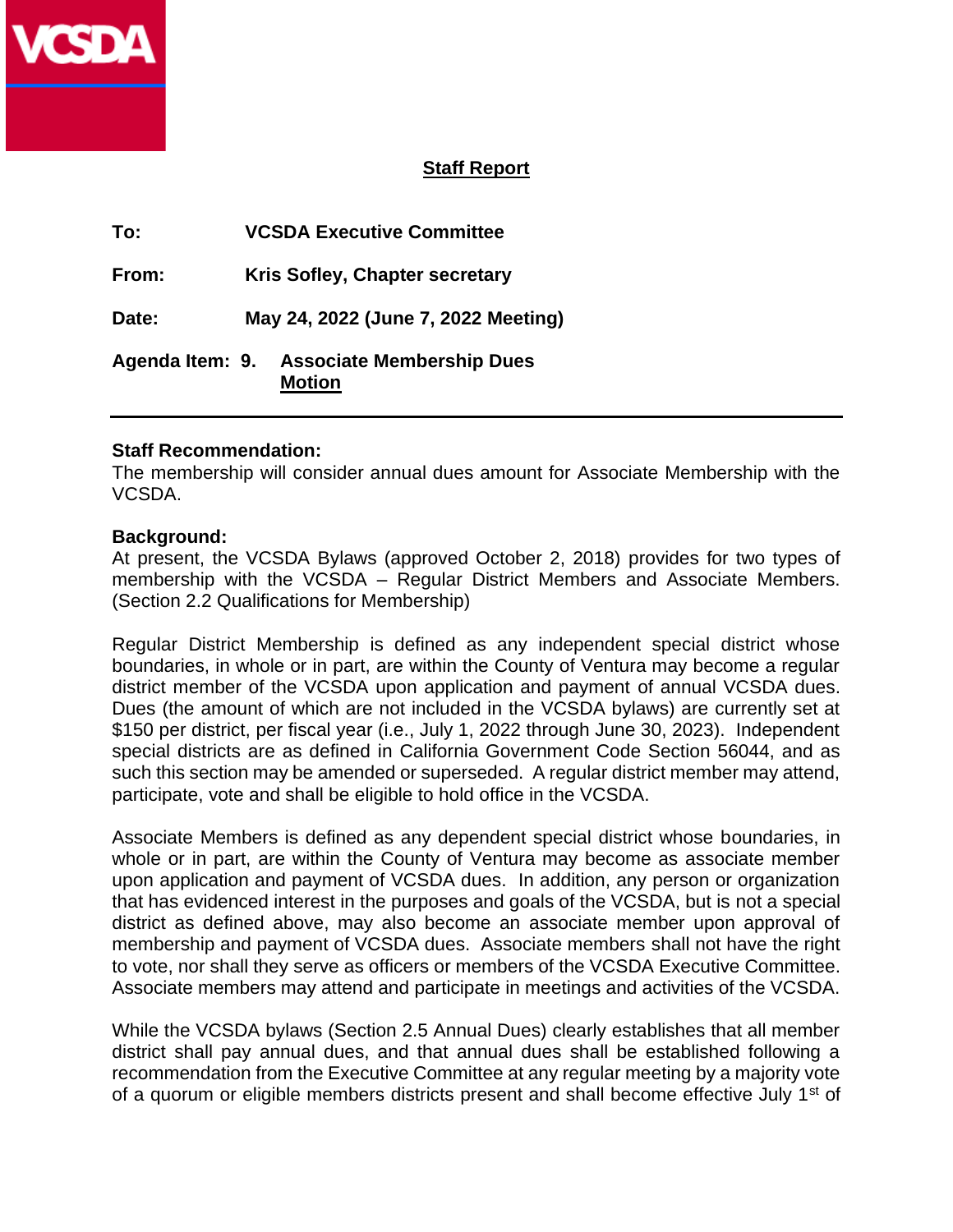VCSDA

## Staff Report

**To:** **VCSDA Executive Committee**

**From:** **Kris Sofley, Chapter secretary**

**Date:** **May 24, 2022 (June 7, 2022 Meeting)**

**Agenda Item: 9.** **Associate Membership Dues**
**Motion**

---

**Staff Recommendation:**
The membership will consider annual dues amount for Associate Membership with the VCSDA.

**Background:**
At present, the VCSDA Bylaws (approved October 2, 2018) provides for two types of membership with the VCSDA – Regular District Members and Associate Members. (Section 2.2 Qualifications for Membership)

Regular District Membership is defined as any independent special district whose boundaries, in whole or in part, are within the County of Ventura may become a regular district member of the VCSDA upon application and payment of annual VCSDA dues. Dues (the amount of which are not included in the VCSDA bylaws) are currently set at $150 per district, per fiscal year (i.e., July 1, 2022 through June 30, 2023). Independent special districts are as defined in California Government Code Section 56044, and as such this section may be amended or superseded. A regular district member may attend, participate, vote and shall be eligible to hold office in the VCSDA.

Associate Members is defined as any dependent special district whose boundaries, in whole or in part, are within the County of Ventura may become as associate member upon application and payment of VCSDA dues. In addition, any person or organization that has evidenced interest in the purposes and goals of the VCSDA, but is not a special district as defined above, may also become an associate member upon approval of membership and payment of VCSDA dues. Associate members shall not have the right to vote, nor shall they serve as officers or members of the VCSDA Executive Committee. Associate members may attend and participate in meetings and activities of the VCSDA.

While the VCSDA bylaws (Section 2.5 Annual Dues) clearly establishes that all member district shall pay annual dues, and that annual dues shall be established following a recommendation from the Executive Committee at any regular meeting by a majority vote of a quorum or eligible members districts present and shall become effective July 1st of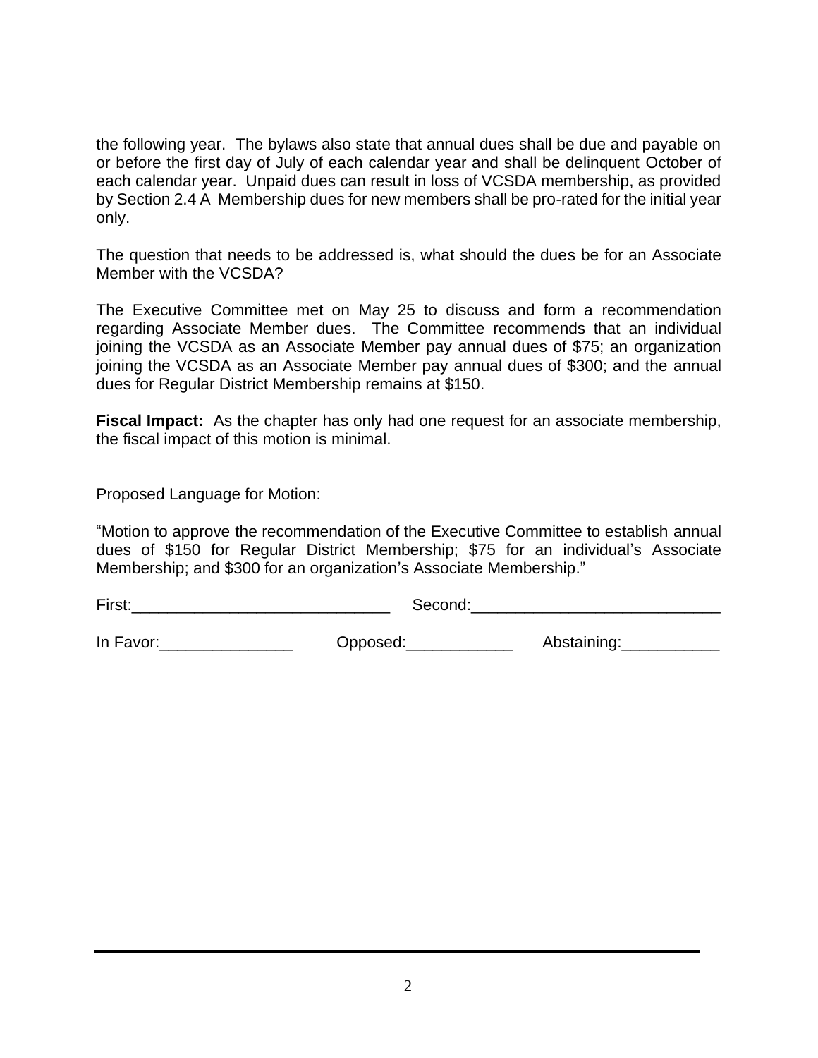the following year. The bylaws also state that annual dues shall be due and payable on or before the first day of July of each calendar year and shall be delinquent October of each calendar year. Unpaid dues can result in loss of VCSDA membership, as provided by Section 2.4 A Membership dues for new members shall be pro-rated for the initial year only.

The question that needs to be addressed is, what should the dues be for an Associate Member with the VCSDA?

The Executive Committee met on May 25 to discuss and form a recommendation regarding Associate Member dues. The Committee recommends that an individual joining the VCSDA as an Associate Member pay annual dues of $75; an organization joining the VCSDA as an Associate Member pay annual dues of $300; and the annual dues for Regular District Membership remains at $150.

**Fiscal Impact:** As the chapter has only had one request for an associate membership, the fiscal impact of this motion is minimal.

Proposed Language for Motion:

"Motion to approve the recommendation of the Executive Committee to establish annual dues of $150 for Regular District Membership; $75 for an individual's Associate Membership; and $300 for an organization's Associate Membership."

First:_____________________________ Second:_____________________________

In Favor:_______________ Opposed:____________ Abstaining:___________